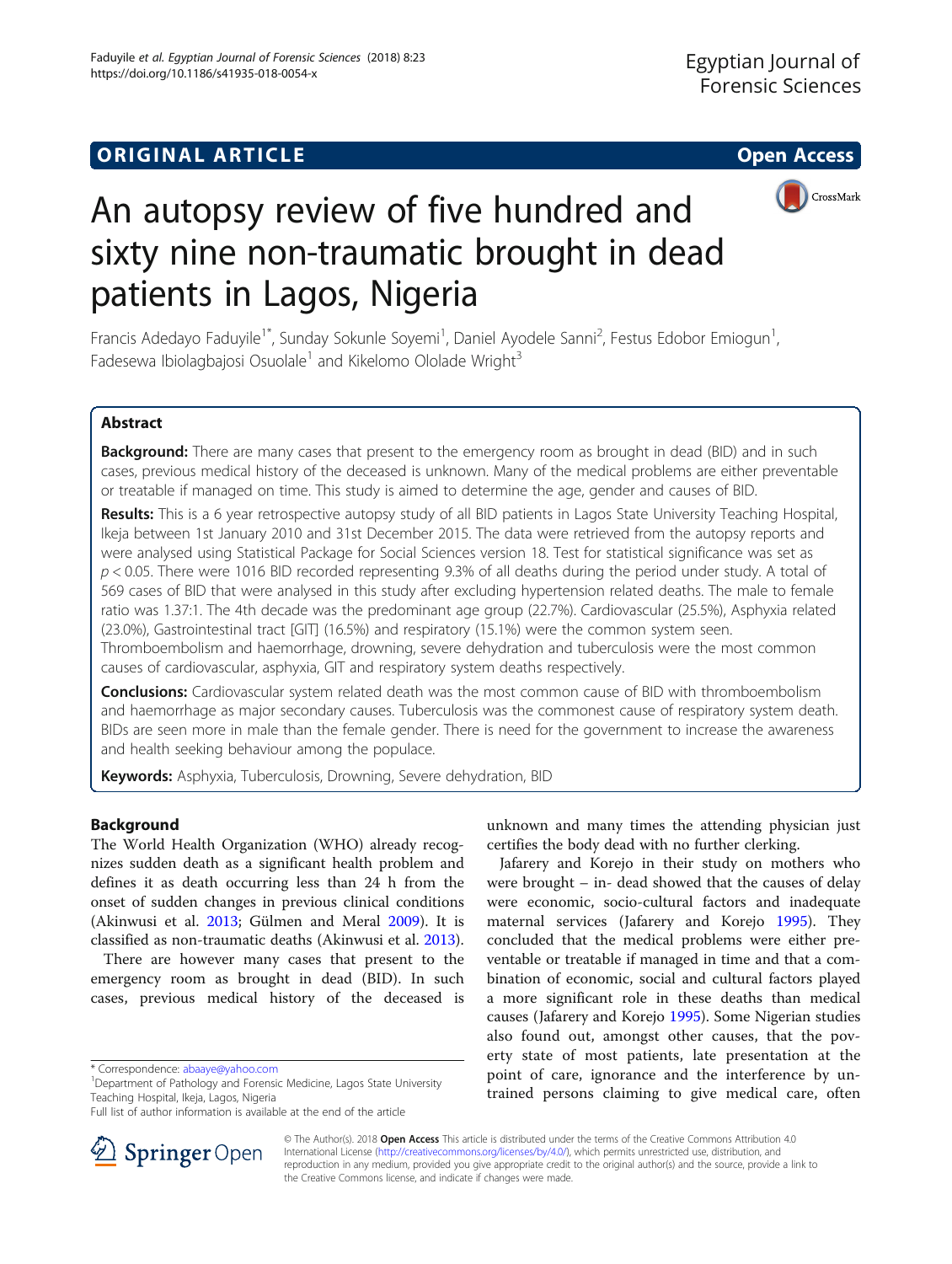## ORIGINAL ARTICLE

**Open Access**

# An autopsy review of five hundred and sixty nine non-traumatic brought in dead patients in Lagos, Nigeria

Francis Adedayo Faduyile[1*], Sunday Sokunle Soyemi[1], Daniel Ayodele Sanni[2], Festus Edobor Emiogun[1], Fadesewa Ibiolagbajosi Osuolale[1] and Kikelomo Ololade Wright[3]

## Abstract

**Background:** There are many cases that present to the emergency room as brought in dead (BID) and in such cases, previous medical history of the deceased is unknown. Many of the medical problems are either preventable or treatable if managed on time. This study is aimed to determine the age, gender and causes of BID.

**Results:** This is a 6 year retrospective autopsy study of all BID patients in Lagos State University Teaching Hospital, Ikeja between 1st January 2010 and 31st December 2015. The data were retrieved from the autopsy reports and were analysed using Statistical Package for Social Sciences version 18. Test for statistical significance was set as $p < 0.05$. There were 1016 BID recorded representing 9.3% of all deaths during the period under study. A total of 569 cases of BID that were analysed in this study after excluding hypertension related deaths. The male to female ratio was 1.37:1. The 4th decade was the predominant age group (22.7%). Cardiovascular (25.5%), Asphyxia related (23.0%), Gastrointestinal tract [GIT] (16.5%) and respiratory (15.1%) were the common system seen. Thromboembolism and haemorrhage, drowning, severe dehydration and tuberculosis were the most common causes of cardiovascular, asphyxia, GIT and respiratory system deaths respectively.

**Conclusions:** Cardiovascular system related death was the most common cause of BID with thromboembolism and haemorrhage as major secondary causes. Tuberculosis was the commonest cause of respiratory system death. BIDs are seen more in male than the female gender. There is need for the government to increase the awareness and health seeking behaviour among the populace.

**Keywords:** Asphyxia, Tuberculosis, Drowning, Severe dehydration, BID

## Background

The World Health Organization (WHO) already recognizes sudden death as a significant health problem and defines it as death occurring less than 24 h from the onset of sudden changes in previous clinical conditions (Akinwusi et al. 2013; Gülmen and Meral 2009). It is classified as non-traumatic deaths (Akinwusi et al. 2013).

There are however many cases that present to the emergency room as brought in dead (BID). In such cases, previous medical history of the deceased is unknown and many times the attending physician just certifies the body dead with no further clerking.

Jafarery and Korejo in their study on mothers who were brought – in- dead showed that the causes of delay were economic, socio-cultural factors and inadequate maternal services (Jafarery and Korejo 1995). They concluded that the medical problems were either preventable or treatable if managed in time and that a combination of economic, social and cultural factors played a more significant role in these deaths than medical causes (Jafarery and Korejo 1995). Some Nigerian studies also found out, amongst other causes, that the poverty state of most patients, late presentation at the point of care, ignorance and the interference by untrained persons claiming to give medical care, often

\* Correspondence: abaaye@yahoo.com
[1]Department of Pathology and Forensic Medicine, Lagos State University Teaching Hospital, Ikeja, Lagos, Nigeria
Full list of author information is available at the end of the article

© The Author(s). 2018 **Open Access** This article is distributed under the terms of the Creative Commons Attribution 4.0 International License (http://creativecommons.org/licenses/by/4.0/), which permits unrestricted use, distribution, and reproduction in any medium, provided you give appropriate credit to the original author(s) and the source, provide a link to the Creative Commons license, and indicate if changes were made.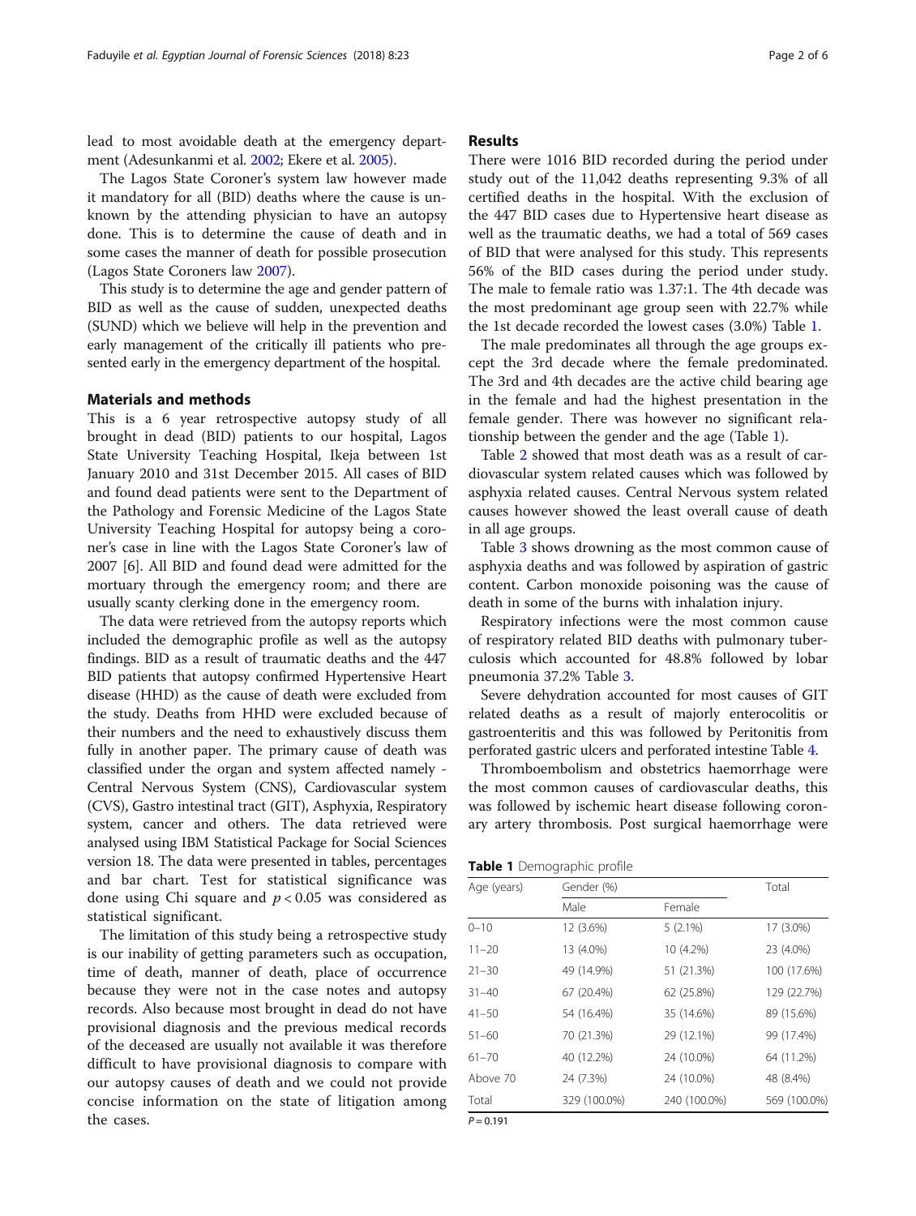lead to most avoidable death at the emergency department (Adesunkanmi et al. 2002; Ekere et al. 2005).

The Lagos State Coroner's system law however made it mandatory for all (BID) deaths where the cause is unknown by the attending physician to have an autopsy done. This is to determine the cause of death and in some cases the manner of death for possible prosecution (Lagos State Coroners law 2007).

This study is to determine the age and gender pattern of BID as well as the cause of sudden, unexpected deaths (SUND) which we believe will help in the prevention and early management of the critically ill patients who presented early in the emergency department of the hospital.

## Materials and methods

This is a 6 year retrospective autopsy study of all brought in dead (BID) patients to our hospital, Lagos State University Teaching Hospital, Ikeja between 1st January 2010 and 31st December 2015. All cases of BID and found dead patients were sent to the Department of the Pathology and Forensic Medicine of the Lagos State University Teaching Hospital for autopsy being a coroner's case in line with the Lagos State Coroner's law of 2007 [6]. All BID and found dead were admitted for the mortuary through the emergency room; and there are usually scanty clerking done in the emergency room.

The data were retrieved from the autopsy reports which included the demographic profile as well as the autopsy findings. BID as a result of traumatic deaths and the 447 BID patients that autopsy confirmed Hypertensive Heart disease (HHD) as the cause of death were excluded from the study. Deaths from HHD were excluded because of their numbers and the need to exhaustively discuss them fully in another paper. The primary cause of death was classified under the organ and system affected namely - Central Nervous System (CNS), Cardiovascular system (CVS), Gastro intestinal tract (GIT), Asphyxia, Respiratory system, cancer and others. The data retrieved were analysed using IBM Statistical Package for Social Sciences version 18. The data were presented in tables, percentages and bar chart. Test for statistical significance was done using Chi square and $p < 0.05$ was considered as statistical significant.

The limitation of this study being a retrospective study is our inability of getting parameters such as occupation, time of death, manner of death, place of occurrence because they were not in the case notes and autopsy records. Also because most brought in dead do not have provisional diagnosis and the previous medical records of the deceased are usually not available it was therefore difficult to have provisional diagnosis to compare with our autopsy causes of death and we could not provide concise information on the state of litigation among the cases.

## Results

There were 1016 BID recorded during the period under study out of the 11,042 deaths representing 9.3% of all certified deaths in the hospital. With the exclusion of the 447 BID cases due to Hypertensive heart disease as well as the traumatic deaths, we had a total of 569 cases of BID that were analysed for this study. This represents 56% of the BID cases during the period under study. The male to female ratio was 1.37:1. The 4th decade was the most predominant age group seen with 22.7% while the 1st decade recorded the lowest cases (3.0%) Table 1.

The male predominates all through the age groups except the 3rd decade where the female predominated. The 3rd and 4th decades are the active child bearing age in the female and had the highest presentation in the female gender. There was however no significant relationship between the gender and the age (Table 1).

Table 2 showed that most death was as a result of cardiovascular system related causes which was followed by asphyxia related causes. Central Nervous system related causes however showed the least overall cause of death in all age groups.

Table 3 shows drowning as the most common cause of asphyxia deaths and was followed by aspiration of gastric content. Carbon monoxide poisoning was the cause of death in some of the burns with inhalation injury.

Respiratory infections were the most common cause of respiratory related BID deaths with pulmonary tuberculosis which accounted for 48.8% followed by lobar pneumonia 37.2% Table 3.

Severe dehydration accounted for most causes of GIT related deaths as a result of majorly enterocolitis or gastroenteritis and this was followed by Peritonitis from perforated gastric ulcers and perforated intestine Table 4.

Thromboembolism and obstetrics haemorrhage were the most common causes of cardiovascular deaths, this was followed by ischemic heart disease following coronary artery thrombosis. Post surgical haemorrhage were

**Table 1** Demographic profile

| Age (years) | Gender (%) | | Total |
|---|---|---|---|
| | Male | Female | |
| 0–10 | 12 (3.6%) | 5 (2.1%) | 17 (3.0%) |
| 11–20 | 13 (4.0%) | 10 (4.2%) | 23 (4.0%) |
| 21–30 | 49 (14.9%) | 51 (21.3%) | 100 (17.6%) |
| 31–40 | 67 (20.4%) | 62 (25.8%) | 129 (22.7%) |
| 41–50 | 54 (16.4%) | 35 (14.6%) | 89 (15.6%) |
| 51–60 | 70 (21.3%) | 29 (12.1%) | 99 (17.4%) |
| 61–70 | 40 (12.2%) | 24 (10.0%) | 64 (11.2%) |
| Above 70 | 24 (7.3%) | 24 (10.0%) | 48 (8.4%) |
| Total | 329 (100.0%) | 240 (100.0%) | 569 (100.0%) |

$P = 0.191$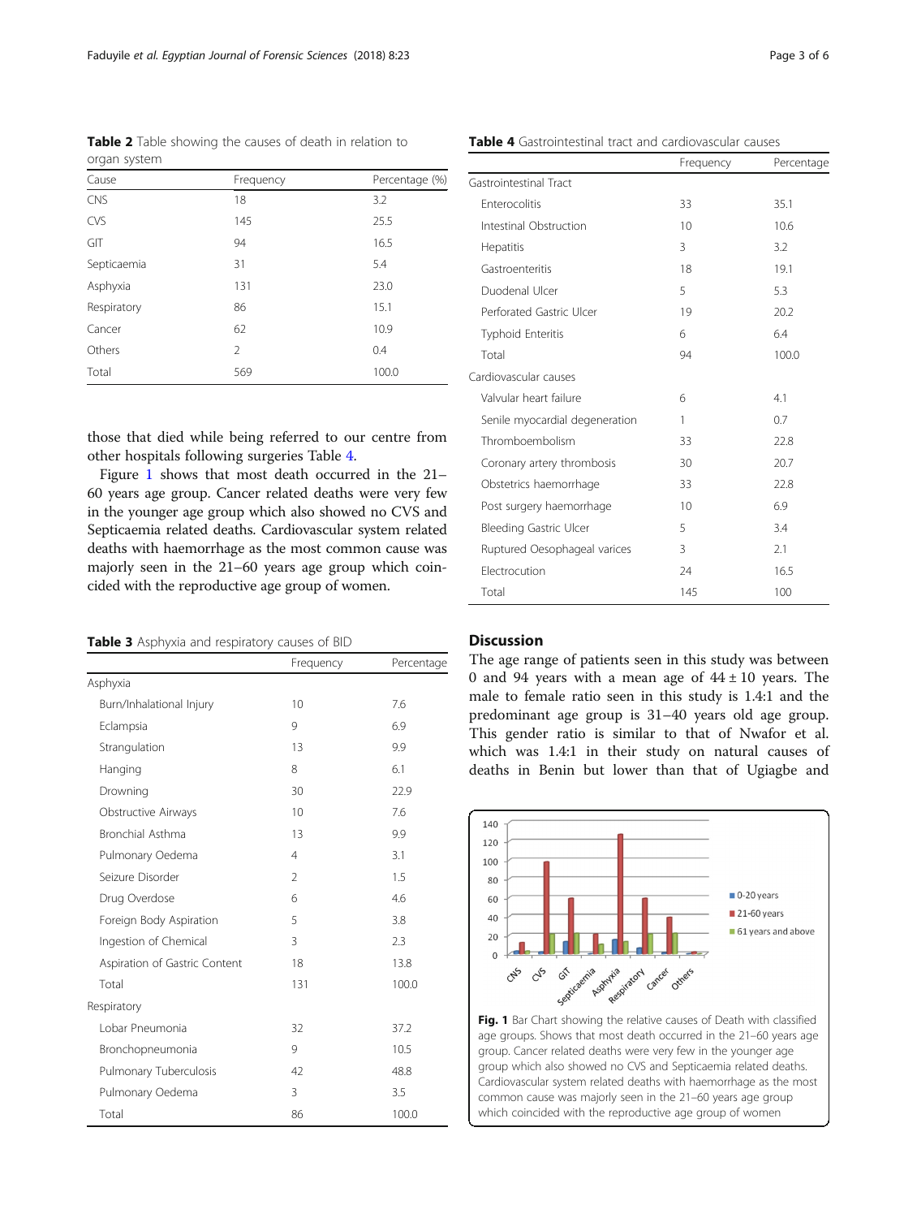**Table 2** Table showing the causes of death in relation to organ system

| Cause | Frequency | Percentage (%) |
|---|---|---|
| CNS | 18 | 3.2 |
| CVS | 145 | 25.5 |
| GIT | 94 | 16.5 |
| Septicaemia | 31 | 5.4 |
| Asphyxia | 131 | 23.0 |
| Respiratory | 86 | 15.1 |
| Cancer | 62 | 10.9 |
| Others | 2 | 0.4 |
| Total | 569 | 100.0 |

those that died while being referred to our centre from other hospitals following surgeries Table 4.

Figure 1 shows that most death occurred in the 21–60 years age group. Cancer related deaths were very few in the younger age group which also showed no CVS and Septicaemia related deaths. Cardiovascular system related deaths with haemorrhage as the most common cause was majorly seen in the 21–60 years age group which coincided with the reproductive age group of women.

**Table 3** Asphyxia and respiratory causes of BID

| | Frequency | Percentage |
|---|---|---|
| Asphyxia | | |
| Burn/Inhalational Injury | 10 | 7.6 |
| Eclampsia | 9 | 6.9 |
| Strangulation | 13 | 9.9 |
| Hanging | 8 | 6.1 |
| Drowning | 30 | 22.9 |
| Obstructive Airways | 10 | 7.6 |
| Bronchial Asthma | 13 | 9.9 |
| Pulmonary Oedema | 4 | 3.1 |
| Seizure Disorder | 2 | 1.5 |
| Drug Overdose | 6 | 4.6 |
| Foreign Body Aspiration | 5 | 3.8 |
| Ingestion of Chemical | 3 | 2.3 |
| Aspiration of Gastric Content | 18 | 13.8 |
| Total | 131 | 100.0 |
| Respiratory | | |
| Lobar Pneumonia | 32 | 37.2 |
| Bronchopneumonia | 9 | 10.5 |
| Pulmonary Tuberculosis | 42 | 48.8 |
| Pulmonary Oedema | 3 | 3.5 |
| Total | 86 | 100.0 |

**Table 4** Gastrointestinal tract and cardiovascular causes

| | Frequency | Percentage |
|---|---|---|
| Gastrointestinal Tract | | |
| Enterocolitis | 33 | 35.1 |
| Intestinal Obstruction | 10 | 10.6 |
| Hepatitis | 3 | 3.2 |
| Gastroenteritis | 18 | 19.1 |
| Duodenal Ulcer | 5 | 5.3 |
| Perforated Gastric Ulcer | 19 | 20.2 |
| Typhoid Enteritis | 6 | 6.4 |
| Total | 94 | 100.0 |
| Cardiovascular causes | | |
| Valvular heart failure | 6 | 4.1 |
| Senile myocardial degeneration | 1 | 0.7 |
| Thromboembolism | 33 | 22.8 |
| Coronary artery thrombosis | 30 | 20.7 |
| Obstetrics haemorrhage | 33 | 22.8 |
| Post surgery haemorrhage | 10 | 6.9 |
| Bleeding Gastric Ulcer | 5 | 3.4 |
| Ruptured Oesophageal varices | 3 | 2.1 |
| Electrocution | 24 | 16.5 |
| Total | 145 | 100 |

## Discussion

The age range of patients seen in this study was between 0 and 94 years with a mean age of $44 \pm 10$ years. The male to female ratio seen in this study is 1.4:1 and the predominant age group is 31–40 years old age group. This gender ratio is similar to that of Nwafor et al. which was 1.4:1 in their study on natural causes of deaths in Benin but lower than that of Ugiagbe and

**Fig. 1** Bar Chart showing the relative causes of Death with classified age groups. Shows that most death occurred in the 21–60 years age group. Cancer related deaths were very few in the younger age group which also showed no CVS and Septicaemia related deaths. Cardiovascular system related deaths with haemorrhage as the most common cause was majorly seen in the 21–60 years age group which coincided with the reproductive age group of women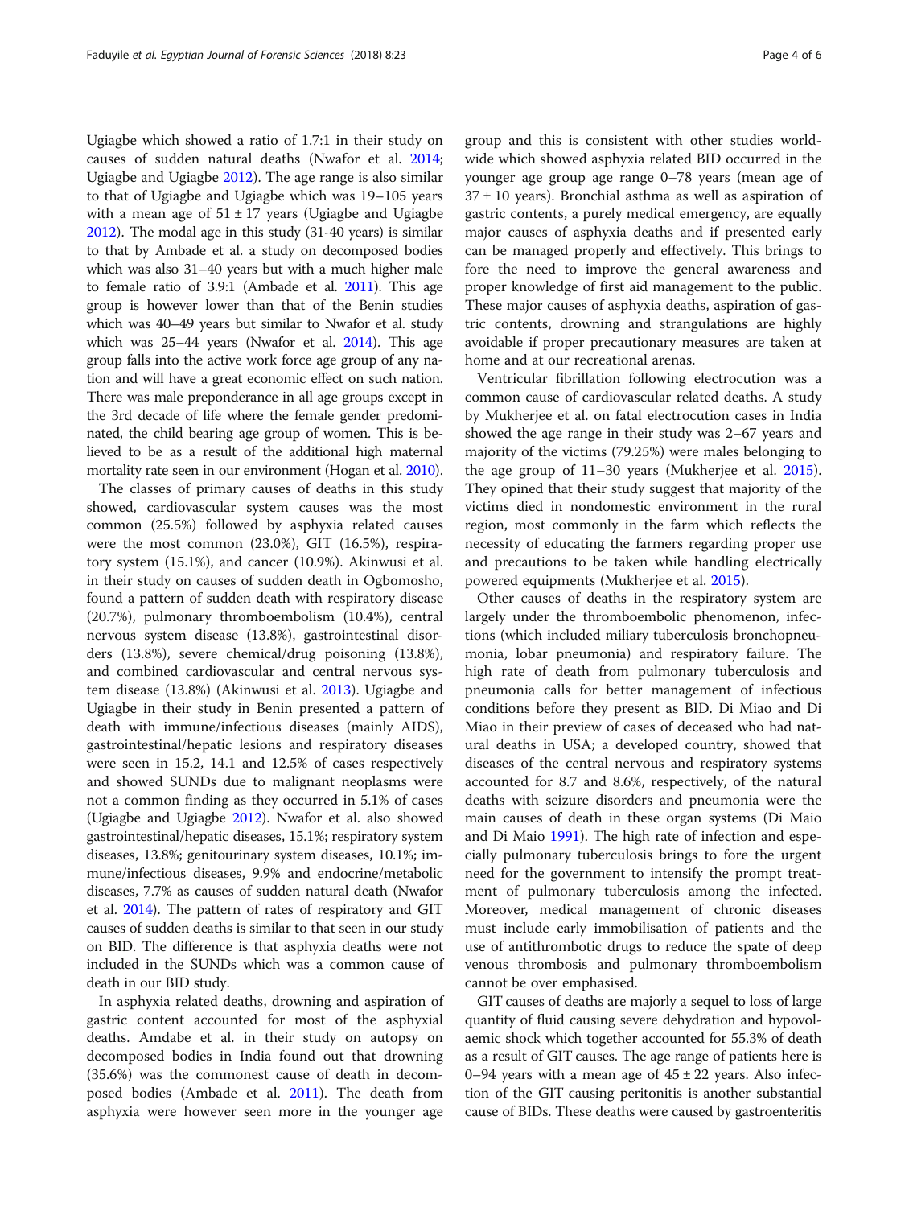Ugiagbe which showed a ratio of 1.7:1 in their study on causes of sudden natural deaths (Nwafor et al. 2014; Ugiagbe and Ugiagbe 2012). The age range is also similar to that of Ugiagbe and Ugiagbe which was 19–105 years with a mean age of 51 ± 17 years (Ugiagbe and Ugiagbe 2012). The modal age in this study (31-40 years) is similar to that by Ambade et al. a study on decomposed bodies which was also 31–40 years but with a much higher male to female ratio of 3.9:1 (Ambade et al. 2011). This age group is however lower than that of the Benin studies which was 40–49 years but similar to Nwafor et al. study which was 25–44 years (Nwafor et al. 2014). This age group falls into the active work force age group of any nation and will have a great economic effect on such nation. There was male preponderance in all age groups except in the 3rd decade of life where the female gender predominated, the child bearing age group of women. This is believed to be as a result of the additional high maternal mortality rate seen in our environment (Hogan et al. 2010).

The classes of primary causes of deaths in this study showed, cardiovascular system causes was the most common (25.5%) followed by asphyxia related causes were the most common (23.0%), GIT (16.5%), respiratory system (15.1%), and cancer (10.9%). Akinwusi et al. in their study on causes of sudden death in Ogbomosho, found a pattern of sudden death with respiratory disease (20.7%), pulmonary thromboembolism (10.4%), central nervous system disease (13.8%), gastrointestinal disorders (13.8%), severe chemical/drug poisoning (13.8%), and combined cardiovascular and central nervous system disease (13.8%) (Akinwusi et al. 2013). Ugiagbe and Ugiagbe in their study in Benin presented a pattern of death with immune/infectious diseases (mainly AIDS), gastrointestinal/hepatic lesions and respiratory diseases were seen in 15.2, 14.1 and 12.5% of cases respectively and showed SUNDs due to malignant neoplasms were not a common finding as they occurred in 5.1% of cases (Ugiagbe and Ugiagbe 2012). Nwafor et al. also showed gastrointestinal/hepatic diseases, 15.1%; respiratory system diseases, 13.8%; genitourinary system diseases, 10.1%; immune/infectious diseases, 9.9% and endocrine/metabolic diseases, 7.7% as causes of sudden natural death (Nwafor et al. 2014). The pattern of rates of respiratory and GIT causes of sudden deaths is similar to that seen in our study on BID. The difference is that asphyxia deaths were not included in the SUNDs which was a common cause of death in our BID study.

In asphyxia related deaths, drowning and aspiration of gastric content accounted for most of the asphyxial deaths. Amdabe et al. in their study on autopsy on decomposed bodies in India found out that drowning (35.6%) was the commonest cause of death in decomposed bodies (Ambade et al. 2011). The death from asphyxia were however seen more in the younger age group and this is consistent with other studies worldwide which showed asphyxia related BID occurred in the younger age group age range 0–78 years (mean age of 37 ± 10 years). Bronchial asthma as well as aspiration of gastric contents, a purely medical emergency, are equally major causes of asphyxia deaths and if presented early can be managed properly and effectively. This brings to fore the need to improve the general awareness and proper knowledge of first aid management to the public. These major causes of asphyxia deaths, aspiration of gastric contents, drowning and strangulations are highly avoidable if proper precautionary measures are taken at home and at our recreational arenas.

Ventricular fibrillation following electrocution was a common cause of cardiovascular related deaths. A study by Mukherjee et al. on fatal electrocution cases in India showed the age range in their study was 2–67 years and majority of the victims (79.25%) were males belonging to the age group of 11–30 years (Mukherjee et al. 2015). They opined that their study suggest that majority of the victims died in nondomestic environment in the rural region, most commonly in the farm which reflects the necessity of educating the farmers regarding proper use and precautions to be taken while handling electrically powered equipments (Mukherjee et al. 2015).

Other causes of deaths in the respiratory system are largely under the thromboembolic phenomenon, infections (which included miliary tuberculosis bronchopneumonia, lobar pneumonia) and respiratory failure. The high rate of death from pulmonary tuberculosis and pneumonia calls for better management of infectious conditions before they present as BID. Di Miao and Di Miao in their preview of cases of deceased who had natural deaths in USA; a developed country, showed that diseases of the central nervous and respiratory systems accounted for 8.7 and 8.6%, respectively, of the natural deaths with seizure disorders and pneumonia were the main causes of death in these organ systems (Di Maio and Di Maio 1991). The high rate of infection and especially pulmonary tuberculosis brings to fore the urgent need for the government to intensify the prompt treatment of pulmonary tuberculosis among the infected. Moreover, medical management of chronic diseases must include early immobilisation of patients and the use of antithrombotic drugs to reduce the spate of deep venous thrombosis and pulmonary thromboembolism cannot be over emphasised.

GIT causes of deaths are majorly a sequel to loss of large quantity of fluid causing severe dehydration and hypovolaemic shock which together accounted for 55.3% of death as a result of GIT causes. The age range of patients here is 0–94 years with a mean age of 45 ± 22 years. Also infection of the GIT causing peritonitis is another substantial cause of BIDs. These deaths were caused by gastroenteritis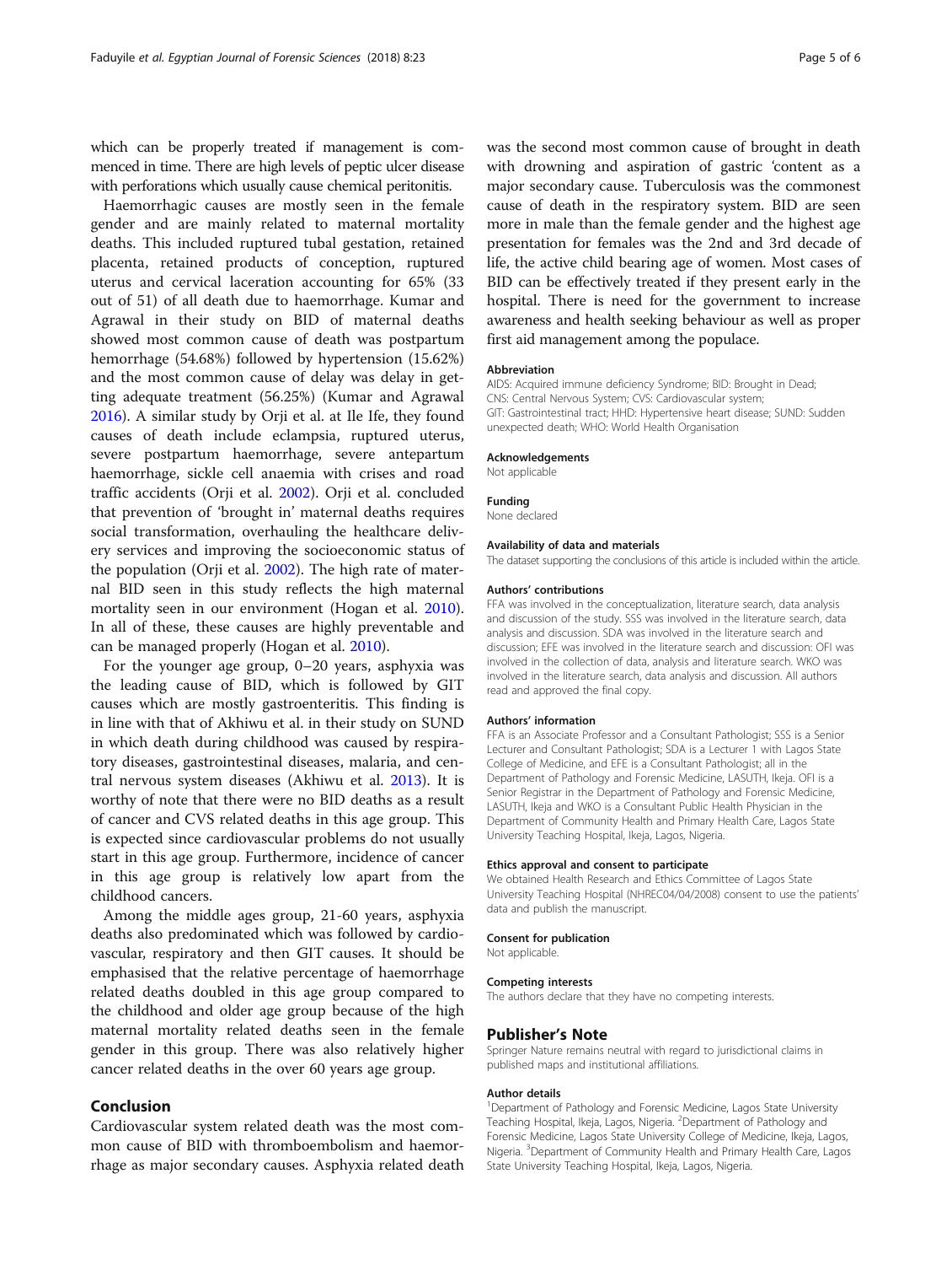which can be properly treated if management is commenced in time. There are high levels of peptic ulcer disease with perforations which usually cause chemical peritonitis.

Haemorrhagic causes are mostly seen in the female gender and are mainly related to maternal mortality deaths. This included ruptured tubal gestation, retained placenta, retained products of conception, ruptured uterus and cervical laceration accounting for 65% (33 out of 51) of all death due to haemorrhage. Kumar and Agrawal in their study on BID of maternal deaths showed most common cause of death was postpartum hemorrhage (54.68%) followed by hypertension (15.62%) and the most common cause of delay was delay in getting adequate treatment (56.25%) (Kumar and Agrawal 2016). A similar study by Orji et al. at Ile Ife, they found causes of death include eclampsia, ruptured uterus, severe postpartum haemorrhage, severe antepartum haemorrhage, sickle cell anaemia with crises and road traffic accidents (Orji et al. 2002). Orji et al. concluded that prevention of 'brought in' maternal deaths requires social transformation, overhauling the healthcare delivery services and improving the socioeconomic status of the population (Orji et al. 2002). The high rate of maternal BID seen in this study reflects the high maternal mortality seen in our environment (Hogan et al. 2010). In all of these, these causes are highly preventable and can be managed properly (Hogan et al. 2010).

For the younger age group, 0–20 years, asphyxia was the leading cause of BID, which is followed by GIT causes which are mostly gastroenteritis. This finding is in line with that of Akhiwu et al. in their study on SUND in which death during childhood was caused by respiratory diseases, gastrointestinal diseases, malaria, and central nervous system diseases (Akhiwu et al. 2013). It is worthy of note that there were no BID deaths as a result of cancer and CVS related deaths in this age group. This is expected since cardiovascular problems do not usually start in this age group. Furthermore, incidence of cancer in this age group is relatively low apart from the childhood cancers.

Among the middle ages group, 21-60 years, asphyxia deaths also predominated which was followed by cardiovascular, respiratory and then GIT causes. It should be emphasised that the relative percentage of haemorrhage related deaths doubled in this age group compared to the childhood and older age group because of the high maternal mortality related deaths seen in the female gender in this group. There was also relatively higher cancer related deaths in the over 60 years age group.

## Conclusion

Cardiovascular system related death was the most common cause of BID with thromboembolism and haemorrhage as major secondary causes. Asphyxia related death was the second most common cause of brought in death with drowning and aspiration of gastric 'content as a major secondary cause. Tuberculosis was the commonest cause of death in the respiratory system. BID are seen more in male than the female gender and the highest age presentation for females was the 2nd and 3rd decade of life, the active child bearing age of women. Most cases of BID can be effectively treated if they present early in the hospital. There is need for the government to increase awareness and health seeking behaviour as well as proper first aid management among the populace.

### Abbreviation

AIDS: Acquired immune deficiency Syndrome; BID: Brought in Dead; CNS: Central Nervous System; CVS: Cardiovascular system; GIT: Gastrointestinal tract; HHD: Hypertensive heart disease; SUND: Sudden unexpected death; WHO: World Health Organisation

### Acknowledgements

Not applicable

### Funding

None declared

### Availability of data and materials

The dataset supporting the conclusions of this article is included within the article.

### Authors' contributions

FFA was involved in the conceptualization, literature search, data analysis and discussion of the study. SSS was involved in the literature search, data analysis and discussion. SDA was involved in the literature search and discussion; EFE was involved in the literature search and discussion: OFI was involved in the collection of data, analysis and literature search. WKO was involved in the literature search, data analysis and discussion. All authors read and approved the final copy.

### Authors' information

FFA is an Associate Professor and a Consultant Pathologist; SSS is a Senior Lecturer and Consultant Pathologist; SDA is a Lecturer 1 with Lagos State College of Medicine, and EFE is a Consultant Pathologist; all in the Department of Pathology and Forensic Medicine, LASUTH, Ikeja. OFI is a Senior Registrar in the Department of Pathology and Forensic Medicine, LASUTH, Ikeja and WKO is a Consultant Public Health Physician in the Department of Community Health and Primary Health Care, Lagos State University Teaching Hospital, Ikeja, Lagos, Nigeria.

### Ethics approval and consent to participate

We obtained Health Research and Ethics Committee of Lagos State University Teaching Hospital (NHREC04/04/2008) consent to use the patients' data and publish the manuscript.

### Consent for publication

Not applicable.

### Competing interests

The authors declare that they have no competing interests.

## Publisher's Note

Springer Nature remains neutral with regard to jurisdictional claims in published maps and institutional affiliations.

### Author details

[1]Department of Pathology and Forensic Medicine, Lagos State University Teaching Hospital, Ikeja, Lagos, Nigeria. [2]Department of Pathology and Forensic Medicine, Lagos State University College of Medicine, Ikeja, Lagos, Nigeria. [3]Department of Community Health and Primary Health Care, Lagos State University Teaching Hospital, Ikeja, Lagos, Nigeria.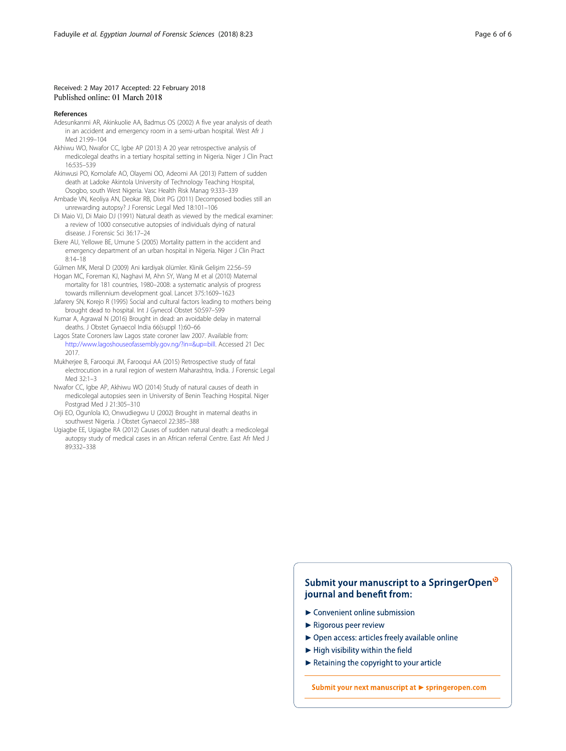Received: 2 May 2017 Accepted: 22 February 2018
Published online: 01 March 2018

## References

Adesunkanmi AR, Akinkuolie AA, Badmus OS (2002) A five year analysis of death in an accident and emergency room in a semi-urban hospital. West Afr J Med 21:99–104

Akhiwu WO, Nwafor CC, Igbe AP (2013) A 20 year retrospective analysis of medicolegal deaths in a tertiary hospital setting in Nigeria. Niger J Clin Pract 16:535–539

Akinwusi PO, Komolafe AO, Olayemi OO, Adeomi AA (2013) Pattern of sudden death at Ladoke Akintola University of Technology Teaching Hospital, Osogbo, south West Nigeria. Vasc Health Risk Manag 9:333–339

Ambade VN, Keoliya AN, Deokar RB, Dixit PG (2011) Decomposed bodies still an unrewarding autopsy? J Forensic Legal Med 18:101–106

Di Maio VJ, Di Maio DJ (1991) Natural death as viewed by the medical examiner: a review of 1000 consecutive autopsies of individuals dying of natural disease. J Forensic Sci 36:17–24

Ekere AU, Yellowe BE, Umune S (2005) Mortality pattern in the accident and emergency department of an urban hospital in Nigeria. Niger J Clin Pract 8:14–18

Gülmen MK, Meral D (2009) Ani kardiyak ölümler. Klinik Gelişim 22:56–59

Hogan MC, Foreman KJ, Naghavi M, Ahn SY, Wang M et al (2010) Maternal mortality for 181 countries, 1980–2008: a systematic analysis of progress towards millennium development goal. Lancet 375:1609–1623

Jafarery SN, Korejo R (1995) Social and cultural factors leading to mothers being brought dead to hospital. Int J Gynecol Obstet 50:S97–S99

Kumar A, Agrawal N (2016) Brought in dead: an avoidable delay in maternal deaths. J Obstet Gynaecol India 66(suppl 1):60–66

Lagos State Coroners law Lagos state coroner law 2007. Available from: http://www.lagoshouseofassembly.gov.ng/?in=&up=bill. Accessed 21 Dec 2017.

Mukherjee B, Farooqui JM, Farooqui AA (2015) Retrospective study of fatal electrocution in a rural region of western Maharashtra, India. J Forensic Legal Med 32:1–3

Nwafor CC, Igbe AP, Akhiwu WO (2014) Study of natural causes of death in medicolegal autopsies seen in University of Benin Teaching Hospital. Niger Postgrad Med J 21:305–310

Orji EO, Ogunlola IO, Onwudiegwu U (2002) Brought in maternal deaths in southwest Nigeria. J Obstet Gynaecol 22:385–388

Ugiagbe EE, Ugiagbe RA (2012) Causes of sudden natural death: a medicolegal autopsy study of medical cases in an African referral Centre. East Afr Med J 89:332–338